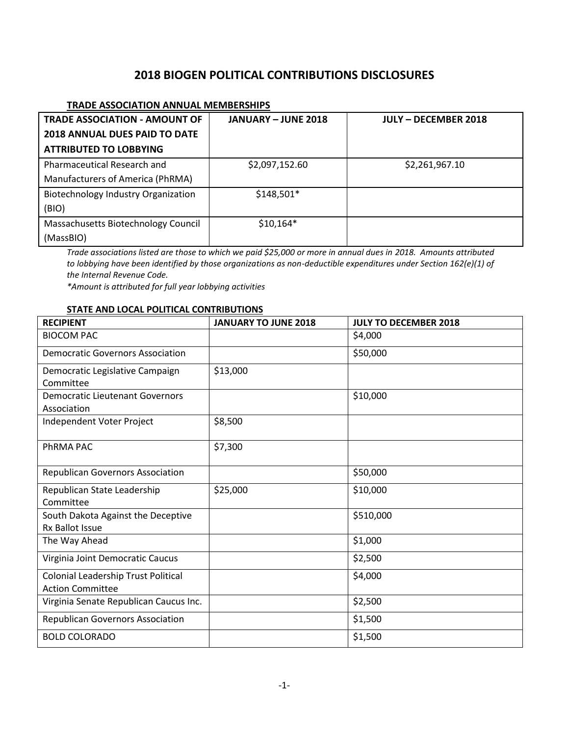# 2018 BIOGEN POLITICAL CONTRIBUTIONS DISCLOSURES

**TRADE ASSOCIATION ANNUAL MEMBERSHIPS**

| TRADE ASSOCIATION - AMOUNT OF 2018 ANNUAL DUES PAID TO DATE ATTRIBUTED TO LOBBYING | JANUARY – JUNE 2018 | JULY – DECEMBER 2018 |
|---|---|---|
| Pharmaceutical Research and Manufacturers of America (PhRMA) | $2,097,152.60 | $2,261,967.10 |
| Biotechnology Industry Organization (BIO) | $148,501* | |
| Massachusetts Biotechnology Council (MassBIO) | $10,164* | |

*Trade associations listed are those to which we paid $25,000 or more in annual dues in 2018. Amounts attributed to lobbying have been identified by those organizations as non-deductible expenditures under Section 162(e)(1) of the Internal Revenue Code.*

*\*Amount is attributed for full year lobbying activities*

**STATE AND LOCAL POLITICAL CONTRIBUTIONS**

| RECIPIENT | JANUARY TO JUNE 2018 | JULY TO DECEMBER 2018 |
|---|---|---|
| BIOCOM PAC | | $4,000 |
| Democratic Governors Association | | $50,000 |
| Democratic Legislative Campaign Committee | $13,000 | |
| Democratic Lieutenant Governors Association | | $10,000 |
| Independent Voter Project | $8,500 | |
| PhRMA PAC | $7,300 | |
| Republican Governors Association | | $50,000 |
| Republican State Leadership Committee | $25,000 | $10,000 |
| South Dakota Against the Deceptive Rx Ballot Issue | | $510,000 |
| The Way Ahead | | $1,000 |
| Virginia Joint Democratic Caucus | | $2,500 |
| Colonial Leadership Trust Political Action Committee | | $4,000 |
| Virginia Senate Republican Caucus Inc. | | $2,500 |
| Republican Governors Association | | $1,500 |
| BOLD COLORADO | | $1,500 |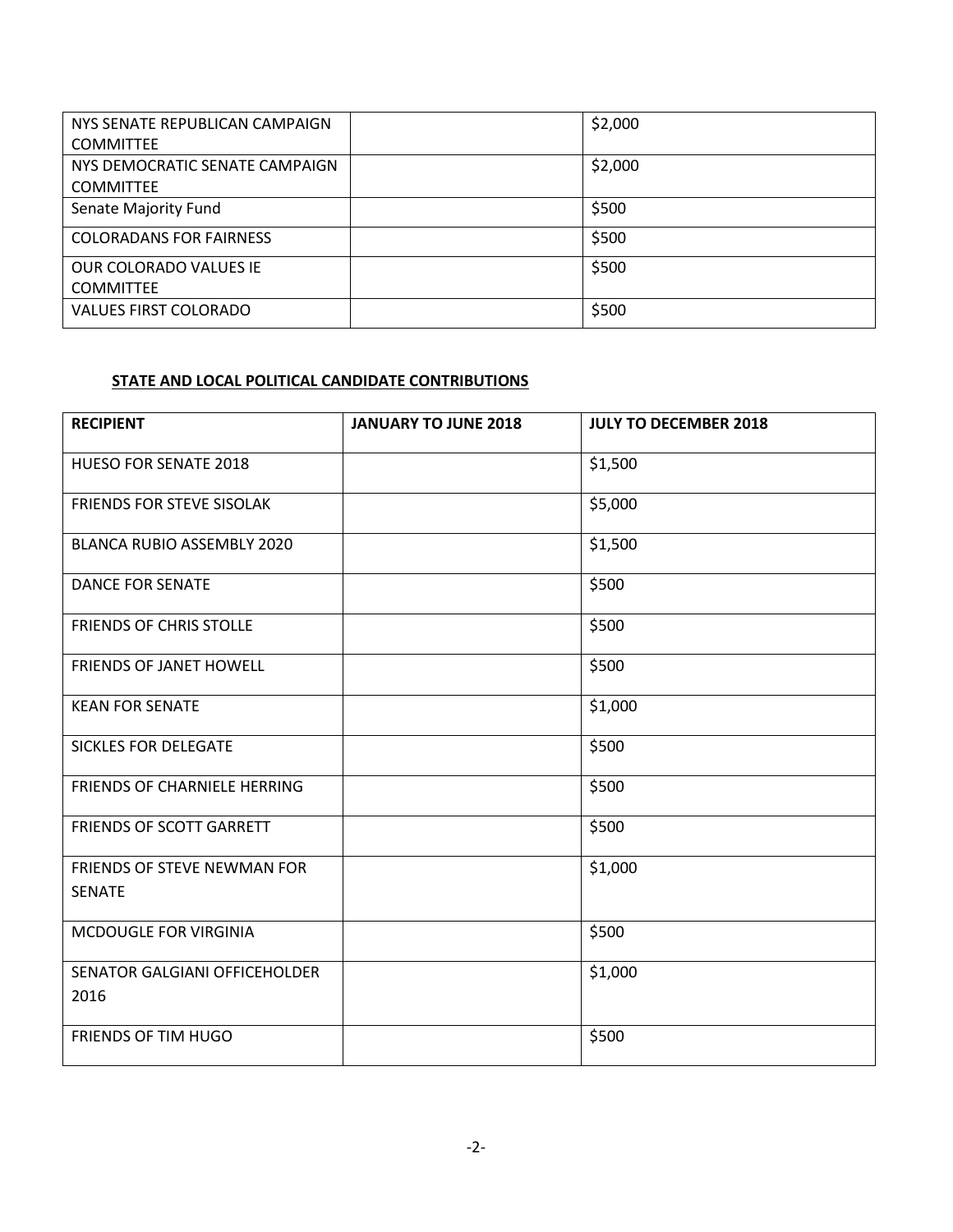| | | |
|---|---|---|
| NYS SENATE REPUBLICAN CAMPAIGN COMMITTEE | | $2,000 |
| NYS DEMOCRATIC SENATE CAMPAIGN COMMITTEE | | $2,000 |
| Senate Majority Fund | | $500 |
| COLORADANS FOR FAIRNESS | | $500 |
| OUR COLORADO VALUES IE COMMITTEE | | $500 |
| VALUES FIRST COLORADO | | $500 |

**STATE AND LOCAL POLITICAL CANDIDATE CONTRIBUTIONS**

| RECIPIENT | JANUARY TO JUNE 2018 | JULY TO DECEMBER 2018 |
|---|---|---|
| HUESO FOR SENATE 2018 | | $1,500 |
| FRIENDS FOR STEVE SISOLAK | | $5,000 |
| BLANCA RUBIO ASSEMBLY 2020 | | $1,500 |
| DANCE FOR SENATE | | $500 |
| FRIENDS OF CHRIS STOLLE | | $500 |
| FRIENDS OF JANET HOWELL | | $500 |
| KEAN FOR SENATE | | $1,000 |
| SICKLES FOR DELEGATE | | $500 |
| FRIENDS OF CHARNIELE HERRING | | $500 |
| FRIENDS OF SCOTT GARRETT | | $500 |
| FRIENDS OF STEVE NEWMAN FOR SENATE | | $1,000 |
| MCDOUGLE FOR VIRGINIA | | $500 |
| SENATOR GALGIANI OFFICEHOLDER 2016 | | $1,000 |
| FRIENDS OF TIM HUGO | | $500 |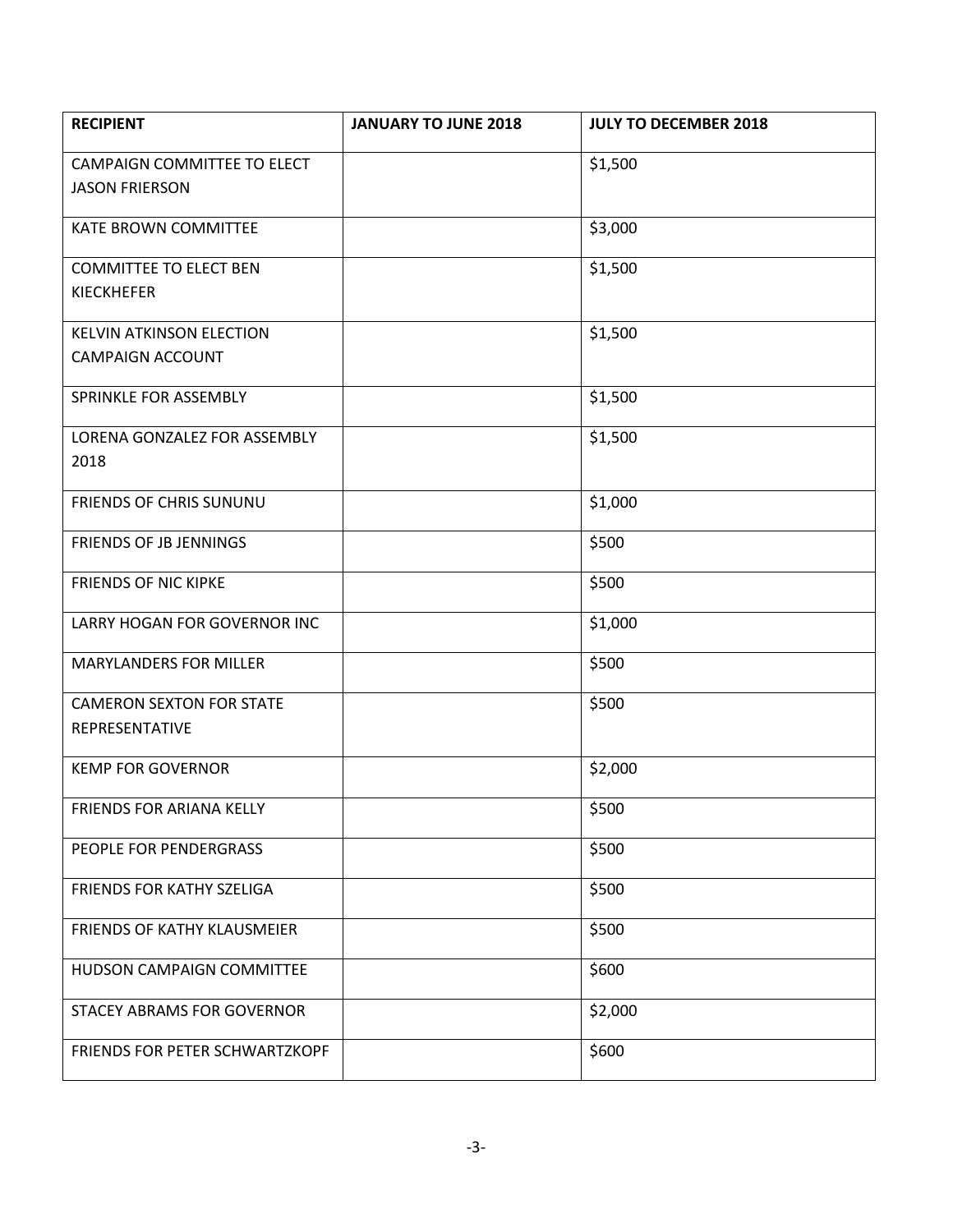| RECIPIENT | JANUARY TO JUNE 2018 | JULY TO DECEMBER 2018 |
| --- | --- | --- |
| CAMPAIGN COMMITTEE TO ELECT JASON FRIERSON | | $1,500 |
| KATE BROWN COMMITTEE | | $3,000 |
| COMMITTEE TO ELECT BEN KIECKHEFER | | $1,500 |
| KELVIN ATKINSON ELECTION CAMPAIGN ACCOUNT | | $1,500 |
| SPRINKLE FOR ASSEMBLY | | $1,500 |
| LORENA GONZALEZ FOR ASSEMBLY 2018 | | $1,500 |
| FRIENDS OF CHRIS SUNUNU | | $1,000 |
| FRIENDS OF JB JENNINGS | | $500 |
| FRIENDS OF NIC KIPKE | | $500 |
| LARRY HOGAN FOR GOVERNOR INC | | $1,000 |
| MARYLANDERS FOR MILLER | | $500 |
| CAMERON SEXTON FOR STATE REPRESENTATIVE | | $500 |
| KEMP FOR GOVERNOR | | $2,000 |
| FRIENDS FOR ARIANA KELLY | | $500 |
| PEOPLE FOR PENDERGRASS | | $500 |
| FRIENDS FOR KATHY SZELIGA | | $500 |
| FRIENDS OF KATHY KLAUSMEIER | | $500 |
| HUDSON CAMPAIGN COMMITTEE | | $600 |
| STACEY ABRAMS FOR GOVERNOR | | $2,000 |
| FRIENDS FOR PETER SCHWARTZKOPF | | $600 |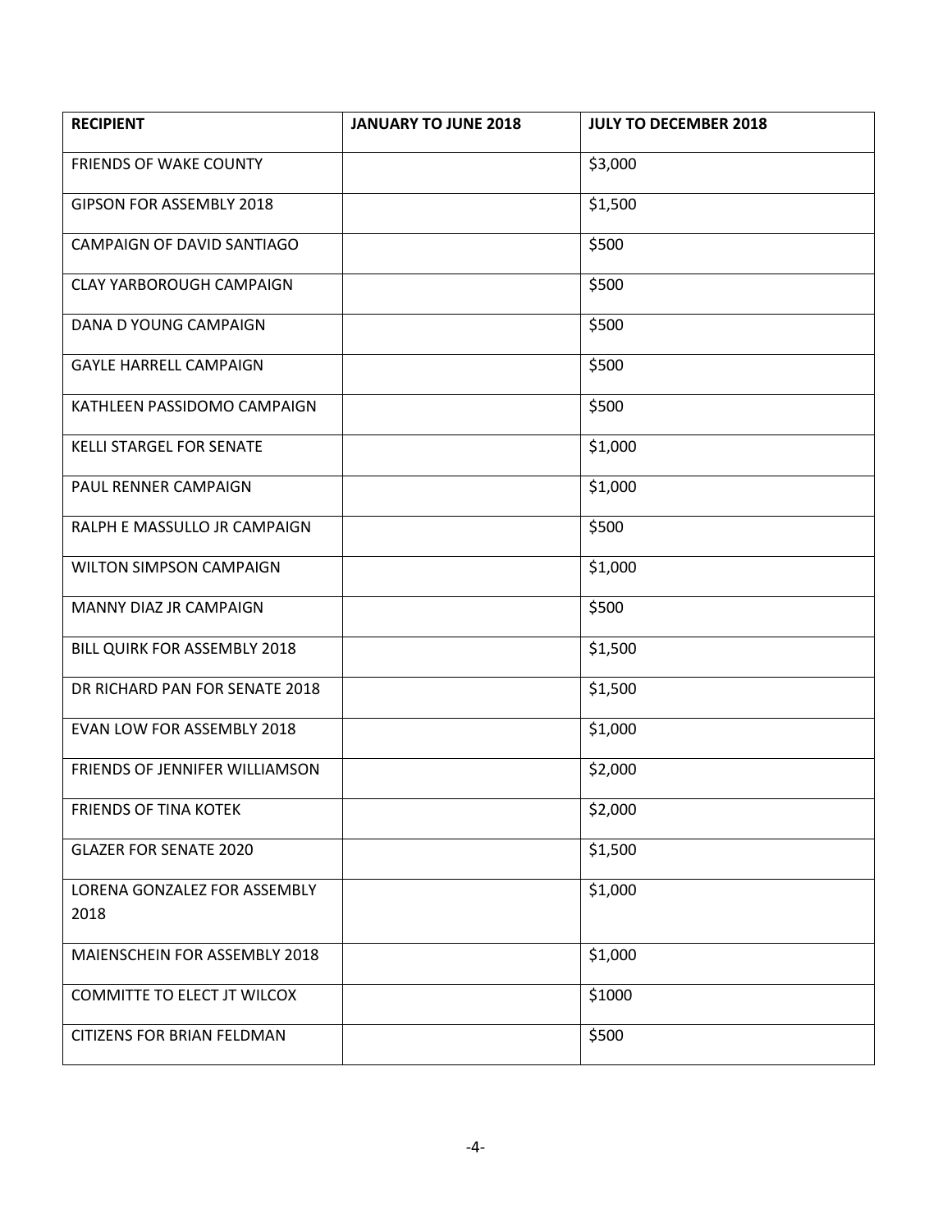| RECIPIENT | JANUARY TO JUNE 2018 | JULY TO DECEMBER 2018 |
| --- | --- | --- |
| FRIENDS OF WAKE COUNTY | | $3,000 |
| GIPSON FOR ASSEMBLY 2018 | | $1,500 |
| CAMPAIGN OF DAVID SANTIAGO | | $500 |
| CLAY YARBOROUGH CAMPAIGN | | $500 |
| DANA D YOUNG CAMPAIGN | | $500 |
| GAYLE HARRELL CAMPAIGN | | $500 |
| KATHLEEN PASSIDOMO CAMPAIGN | | $500 |
| KELLI STARGEL FOR SENATE | | $1,000 |
| PAUL RENNER CAMPAIGN | | $1,000 |
| RALPH E MASSULLO JR CAMPAIGN | | $500 |
| WILTON SIMPSON CAMPAIGN | | $1,000 |
| MANNY DIAZ JR CAMPAIGN | | $500 |
| BILL QUIRK FOR ASSEMBLY 2018 | | $1,500 |
| DR RICHARD PAN FOR SENATE 2018 | | $1,500 |
| EVAN LOW FOR ASSEMBLY 2018 | | $1,000 |
| FRIENDS OF JENNIFER WILLIAMSON | | $2,000 |
| FRIENDS OF TINA KOTEK | | $2,000 |
| GLAZER FOR SENATE 2020 | | $1,500 |
| LORENA GONZALEZ FOR ASSEMBLY 2018 | | $1,000 |
| MAIENSCHEIN FOR ASSEMBLY 2018 | | $1,000 |
| COMMITTE TO ELECT JT WILCOX | | $1000 |
| CITIZENS FOR BRIAN FELDMAN | | $500 |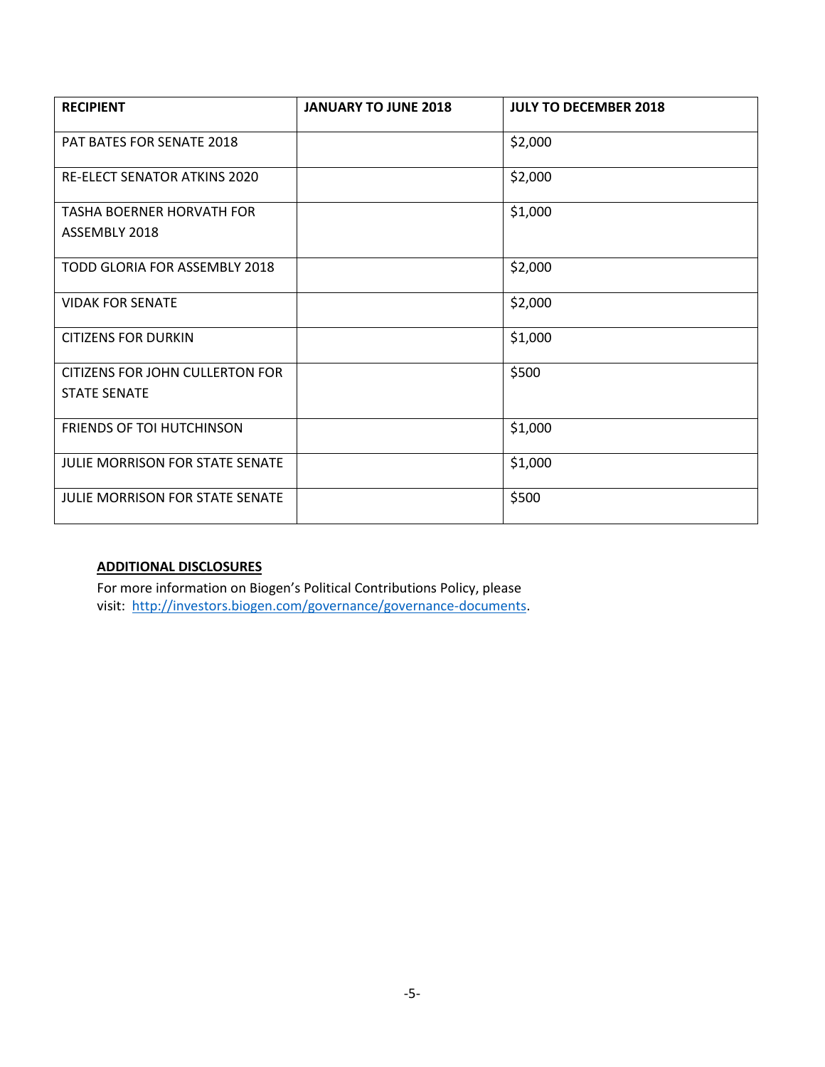| RECIPIENT | JANUARY TO JUNE 2018 | JULY TO DECEMBER 2018 |
|---|---|---|
| PAT BATES FOR SENATE 2018 | | $2,000 |
| RE-ELECT SENATOR ATKINS 2020 | | $2,000 |
| TASHA BOERNER HORVATH FOR ASSEMBLY 2018 | | $1,000 |
| TODD GLORIA FOR ASSEMBLY 2018 | | $2,000 |
| VIDAK FOR SENATE | | $2,000 |
| CITIZENS FOR DURKIN | | $1,000 |
| CITIZENS FOR JOHN CULLERTON FOR STATE SENATE | | $500 |
| FRIENDS OF TOI HUTCHINSON | | $1,000 |
| JULIE MORRISON FOR STATE SENATE | | $1,000 |
| JULIE MORRISON FOR STATE SENATE | | $500 |

**ADDITIONAL DISCLOSURES**

For more information on Biogen's Political Contributions Policy, please visit: http://investors.biogen.com/governance/governance-documents.